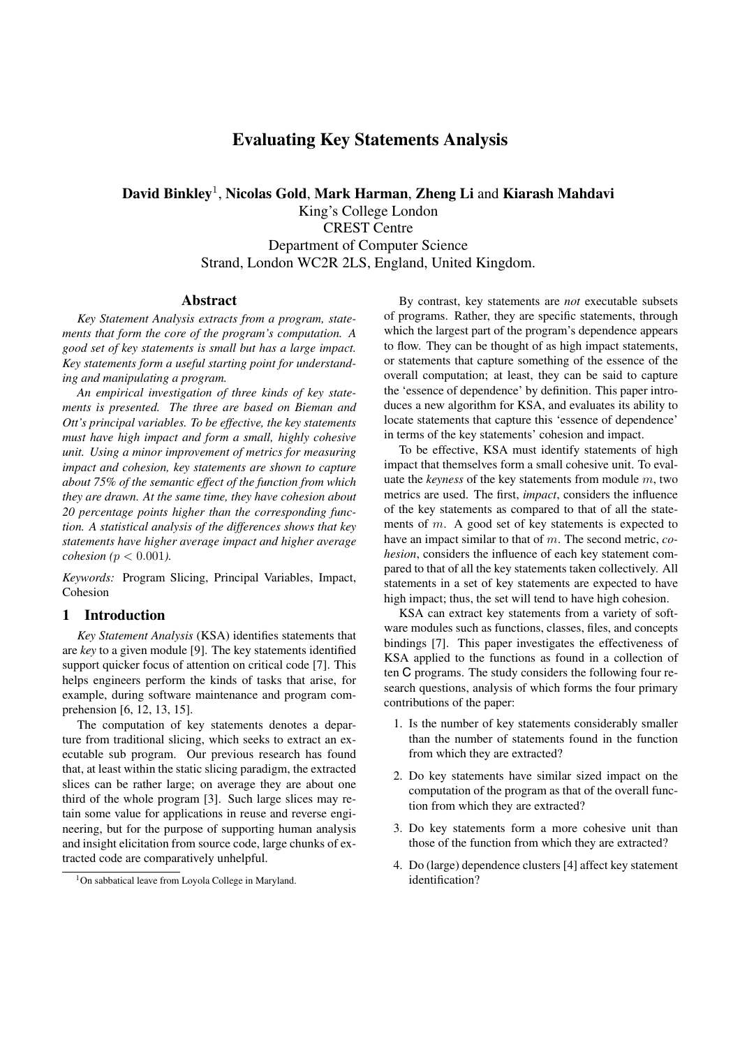# Evaluating Key Statements Analysis

**David Binkley**[1], **Nicolas Gold**, **Mark Harman**, **Zheng Li** and **Kiarash Mahdavi**
King's College London
CREST Centre
Department of Computer Science
Strand, London WC2R 2LS, England, United Kingdom.

## Abstract

*Key Statement Analysis extracts from a program, statements that form the core of the program's computation. A good set of key statements is small but has a large impact. Key statements form a useful starting point for understanding and manipulating a program.*

*An empirical investigation of three kinds of key statements is presented. The three are based on Bieman and Ott's principal variables. To be effective, the key statements must have high impact and form a small, highly cohesive unit. Using a minor improvement of metrics for measuring impact and cohesion, key statements are shown to capture about 75% of the semantic effect of the function from which they are drawn. At the same time, they have cohesion about 20 percentage points higher than the corresponding function. A statistical analysis of the differences shows that key statements have higher average impact and higher average cohesion ($p < 0.001$).*

*Keywords:* Program Slicing, Principal Variables, Impact, Cohesion

## 1 Introduction

*Key Statement Analysis* (KSA) identifies statements that are *key* to a given module [9]. The key statements identified support quicker focus of attention on critical code [7]. This helps engineers perform the kinds of tasks that arise, for example, during software maintenance and program comprehension [6, 12, 13, 15].

The computation of key statements denotes a departure from traditional slicing, which seeks to extract an executable sub program. Our previous research has found that, at least within the static slicing paradigm, the extracted slices can be rather large; on average they are about one third of the whole program [3]. Such large slices may retain some value for applications in reuse and reverse engineering, but for the purpose of supporting human analysis and insight elicitation from source code, large chunks of extracted code are comparatively unhelpful.

By contrast, key statements are *not* executable subsets of programs. Rather, they are specific statements, through which the largest part of the program's dependence appears to flow. They can be thought of as high impact statements, or statements that capture something of the essence of the overall computation; at least, they can be said to capture the 'essence of dependence' by definition. This paper introduces a new algorithm for KSA, and evaluates its ability to locate statements that capture this 'essence of dependence' in terms of the key statements' cohesion and impact.

To be effective, KSA must identify statements of high impact that themselves form a small cohesive unit. To evaluate the *keyness* of the key statements from module $m$, two metrics are used. The first, *impact*, considers the influence of the key statements as compared to that of all the statements of $m$. A good set of key statements is expected to have an impact similar to that of $m$. The second metric, *cohesion*, considers the influence of each key statement compared to that of all the key statements taken collectively. All statements in a set of key statements are expected to have high impact; thus, the set will tend to have high cohesion.

KSA can extract key statements from a variety of software modules such as functions, classes, files, and concepts bindings [7]. This paper investigates the effectiveness of KSA applied to the functions as found in a collection of ten C programs. The study considers the following four research questions, analysis of which forms the four primary contributions of the paper:

1. Is the number of key statements considerably smaller than the number of statements found in the function from which they are extracted?
2. Do key statements have similar sized impact on the computation of the program as that of the overall function from which they are extracted?
3. Do key statements form a more cohesive unit than those of the function from which they are extracted?
4. Do (large) dependence clusters [4] affect key statement identification?

[1] On sabbatical leave from Loyola College in Maryland.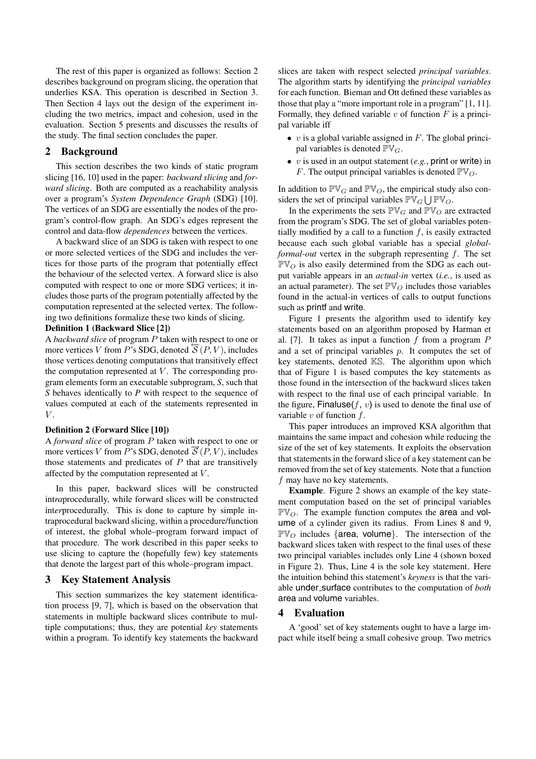The rest of this paper is organized as follows: Section 2 describes background on program slicing, the operation that underlies KSA. This operation is described in Section 3. Then Section 4 lays out the design of the experiment including the two metrics, impact and cohesion, used in the evaluation. Section 5 presents and discusses the results of the study. The final section concludes the paper.

## 2 Background

This section describes the two kinds of static program slicing [16, 10] used in the paper: *backward slicing* and *forward slicing*. Both are computed as a reachability analysis over a program's *System Dependence Graph* (SDG) [10]. The vertices of an SDG are essentially the nodes of the program's control-flow graph. An SDG's edges represent the control and data-flow *dependences* between the vertices.

A backward slice of an SDG is taken with respect to one or more selected vertices of the SDG and includes the vertices for those parts of the program that potentially effect the behaviour of the selected vertex. A forward slice is also computed with respect to one or more SDG vertices; it includes those parts of the program potentially affected by the computation represented at the selected vertex. The following two definitions formalize these two kinds of slicing.

**Definition 1 (Backward Slice [2])**

A *backward slice* of program $P$ taken with respect to one or more vertices $V$ from $P$'s SDG, denoted $\overleftarrow{\mathcal{S}}(P, V)$, includes those vertices denoting computations that transitively effect the computation represented at $V$. The corresponding program elements form an executable subprogram, *S*, such that *S* behaves identically to *P* with respect to the sequence of values computed at each of the statements represented in $V$.

**Definition 2 (Forward Slice [10])**

A *forward slice* of program $P$ taken with respect to one or more vertices $V$ from $P$'s SDG, denoted $\overrightarrow{\mathcal{S}}(P, V)$, includes those statements and predicates of $P$ that are transitively affected by the computation represented at $V$.

In this paper, backward slices will be constructed int*ra*procedurally, while forward slices will be constructed int*er*procedurally. This is done to capture by simple intraprocedural backward slicing, within a procedure/function of interest, the global whole–program forward impact of that procedure. The work described in this paper seeks to use slicing to capture the (hopefully few) key statements that denote the largest part of this whole–program impact.

## 3 Key Statement Analysis

This section summarizes the key statement identification process [9, 7], which is based on the observation that statements in multiple backward slices contribute to multiple computations; thus, they are potential *key* statements within a program. To identify key statements the backward slices are taken with respect selected *principal variables*. The algorithm starts by identifying the *principal variables* for each function. Bieman and Ott defined these variables as those that play a "more important role in a program" [1, 11]. Formally, they defined variable $v$ of function $F$ is a principal variable iff

- $v$ is a global variable assigned in $F$. The global principal variables is denoted $\mathbb{PV}_G$.
- $v$ is used in an output statement (*e.g.*, print or write) in $F$. The output principal variables is denoted $\mathbb{PV}_O$.

In addition to $\mathbb{PV}_G$ and $\mathbb{PV}_O$, the empirical study also considers the set of principal variables $\mathbb{PV}_G \bigcup \mathbb{PV}_O$.

In the experiments the sets $\mathbb{PV}_G$ and $\mathbb{PV}_O$ are extracted from the program's SDG. The set of global variables potentially modified by a call to a function $f$, is easily extracted because each such global variable has a special *global-formal-out* vertex in the subgraph representing $f$. The set $\mathbb{PV}_O$ is also easily determined from the SDG as each output variable appears in an *actual-in* vertex (*i.e.*, is used as an actual parameter). The set $\mathbb{PV}_O$ includes those variables found in the actual-in vertices of calls to output functions such as printf and write.

Figure 1 presents the algorithm used to identify key statements based on an algorithm proposed by Harman et al. [7]. It takes as input a function $f$ from a program $P$ and a set of principal variables $p$. It computes the set of key statements, denoted $\mathbb{KS}$. The algorithm upon which that of Figure 1 is based computes the key statements as those found in the intersection of the backward slices taken with respect to the final use of each principal variable. In the figure, Finaluse($f$, $v$) is used to denote the final use of variable $v$ of function $f$.

This paper introduces an improved KSA algorithm that maintains the same impact and cohesion while reducing the size of the set of key statements. It exploits the observation that statements in the forward slice of a key statement can be removed from the set of key statements. Note that a function $f$ may have no key statements.

**Example**. Figure 2 shows an example of the key statement computation based on the set of principal variables $\mathbb{PV}_O$. The example function computes the area and volume of a cylinder given its radius. From Lines 8 and 9, $\mathbb{PV}_O$ includes {area, volume}. The intersection of the backward slices taken with respect to the final uses of these two principal variables includes only Line 4 (shown boxed in Figure 2). Thus, Line 4 is the sole key statement. Here the intuition behind this statement's *keyness* is that the variable under_surface contributes to the computation of *both* area and volume variables.

## 4 Evaluation

A 'good' set of key statements ought to have a large impact while itself being a small cohesive group. Two metrics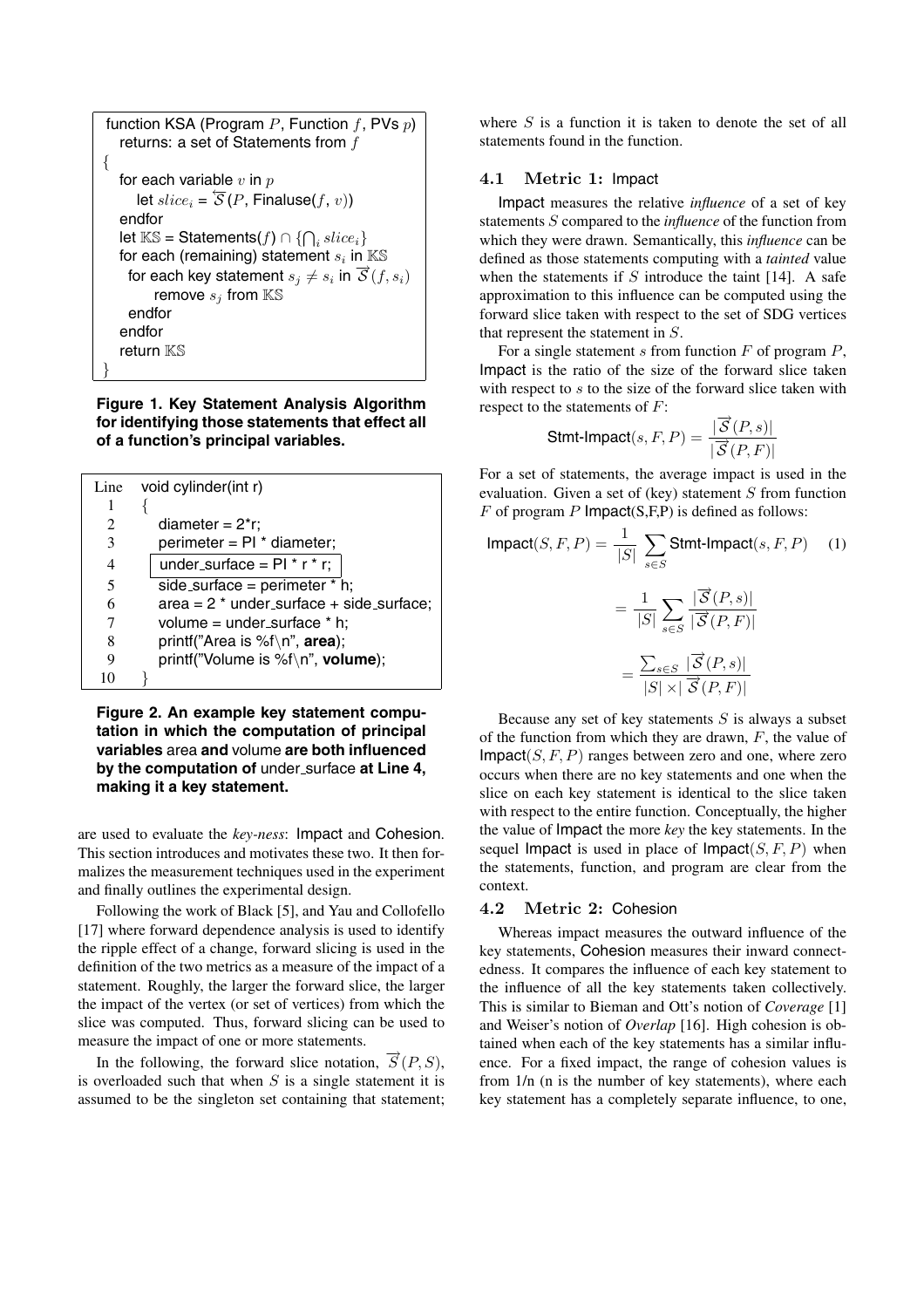```
function KSA (Program P, Function f, PVs p)
  returns: a set of Statements from f
{
  for each variable v in p
    let slice_i = S⃖(P, Finaluse(f, v))
  endfor
  let KS = Statements(f) ∩ {⋂_i slice_i}
  for each (remaining) statement s_i in KS
    for each key statement s_j ≠ s_i in S⃗(f, s_i)
      remove s_j from KS
    endfor
  endfor
  return KS
}
```

**Figure 1. Key Statement Analysis Algorithm for identifying those statements that effect all of a function's principal variables.**

| Line | void cylinder(int r) |
|---|---|
| 1 | { |
| 2 | diameter = 2*r; |
| 3 | perimeter = PI * diameter; |
| 4 | under_surface = PI * r * r; |
| 5 | side_surface = perimeter * h; |
| 6 | area = 2 * under_surface + side_surface; |
| 7 | volume = under_surface * h; |
| 8 | printf("Area is %f\n", **area**); |
| 9 | printf("Volume is %f\n", **volume**); |
| 10 | } |

**Figure 2. An example key statement computation in which the computation of principal variables** area **and** volume **are both influenced by the computation of** under_surface **at Line 4, making it a key statement.**

are used to evaluate the *key-ness*: Impact and Cohesion. This section introduces and motivates these two. It then formalizes the measurement techniques used in the experiment and finally outlines the experimental design.

Following the work of Black [5], and Yau and Collofello [17] where forward dependence analysis is used to identify the ripple effect of a change, forward slicing is used in the definition of the two metrics as a measure of the impact of a statement. Roughly, the larger the forward slice, the larger the impact of the vertex (or set of vertices) from which the slice was computed. Thus, forward slicing can be used to measure the impact of one or more statements.

In the following, the forward slice notation, $\overrightarrow{S}(P, S)$, is overloaded such that when $S$ is a single statement it is assumed to be the singleton set containing that statement; where $S$ is a function it is taken to denote the set of all statements found in the function.

### 4.1 Metric 1: Impact

Impact measures the relative *influence* of a set of key statements $S$ compared to the *influence* of the function from which they were drawn. Semantically, this *influence* can be defined as those statements computing with a *tainted* value when the statements if $S$ introduce the taint [14]. A safe approximation to this influence can be computed using the forward slice taken with respect to the set of SDG vertices that represent the statement in $S$.

For a single statement $s$ from function $F$ of program $P$, Impact is the ratio of the size of the forward slice taken with respect to $s$ to the size of the forward slice taken with respect to the statements of $F$:

$$\text{Stmt-Impact}(s, F, P) = \frac{|\overrightarrow{S}(P, s)|}{|\overrightarrow{S}(P, F)|}$$

For a set of statements, the average impact is used in the evaluation. Given a set of (key) statement $S$ from function $F$ of program $P$ Impact(S,F,P) is defined as follows:

$$\begin{aligned}\text{Impact}(S, F, P) &= \frac{1}{|S|} \sum_{s \in S} \text{Stmt-Impact}(s, F, P) \qquad (1)\\ &= \frac{1}{|S|} \sum_{s \in S} \frac{|\overrightarrow{S}(P, s)|}{|\overrightarrow{S}(P, F)|}\\ &= \frac{\sum_{s \in S} |\overrightarrow{S}(P, s)|}{|S| \times |\overrightarrow{S}(P, F)|}\end{aligned}$$

Because any set of key statements $S$ is always a subset of the function from which they are drawn, $F$, the value of Impact$(S, F, P)$ ranges between zero and one, where zero occurs when there are no key statements and one when the slice on each key statement is identical to the slice taken with respect to the entire function. Conceptually, the higher the value of Impact the more *key* the key statements. In the sequel Impact is used in place of Impact$(S, F, P)$ when the statements, function, and program are clear from the context.

### 4.2 Metric 2: Cohesion

Whereas impact measures the outward influence of the key statements, Cohesion measures their inward connectedness. It compares the influence of each key statement to the influence of all the key statements taken collectively. This is similar to Bieman and Ott's notion of *Coverage* [1] and Weiser's notion of *Overlap* [16]. High cohesion is obtained when each of the key statements has a similar influence. For a fixed impact, the range of cohesion values is from 1/n (n is the number of key statements), where each key statement has a completely separate influence, to one,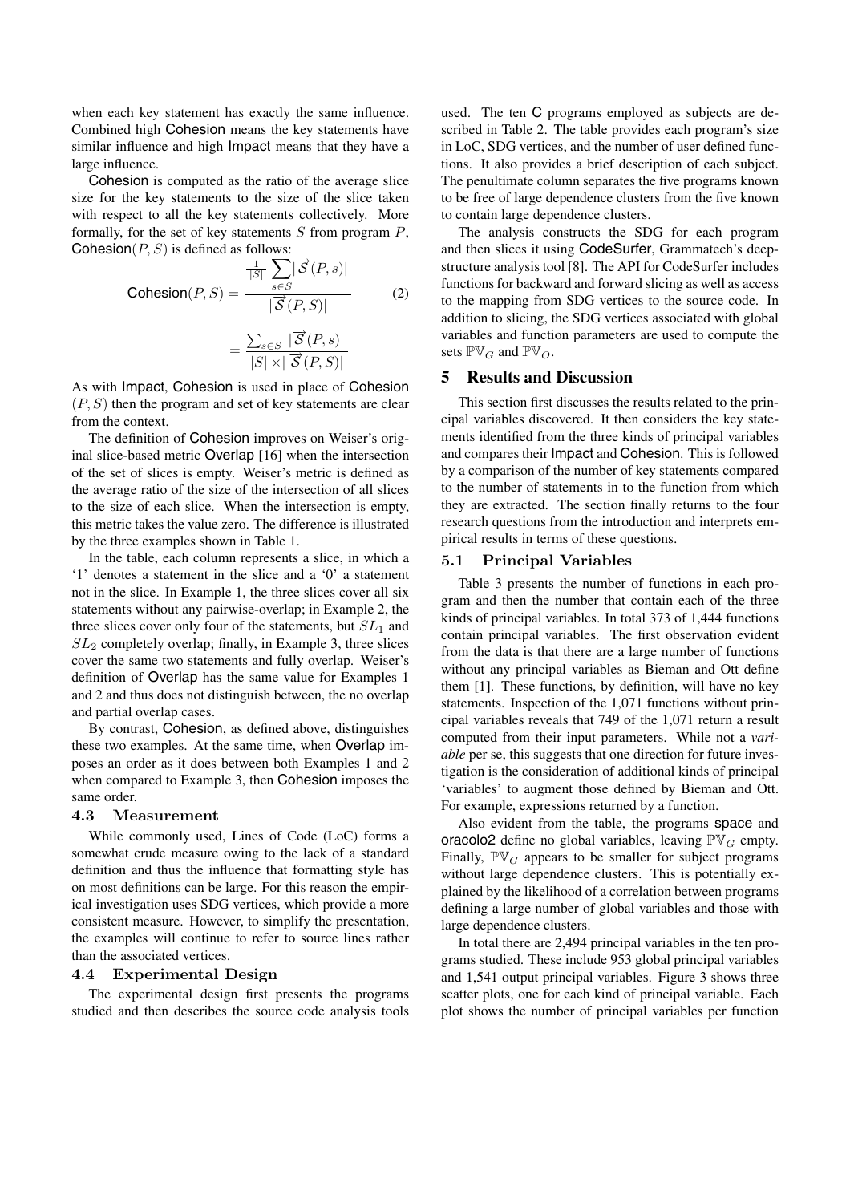when each key statement has exactly the same influence. Combined high Cohesion means the key statements have similar influence and high Impact means that they have a large influence.

Cohesion is computed as the ratio of the average slice size for the key statements to the size of the slice taken with respect to all the key statements collectively. More formally, for the set of key statements $S$ from program $P$, Cohesion$(P, S)$ is defined as follows:

$$\text{Cohesion}(P, S) = \frac{\frac{1}{|S|} \sum_{s \in S} |\overrightarrow{\mathcal{S}}(P, s)|}{|\overrightarrow{\mathcal{S}}(P, S)|} \quad (2)$$

$$= \frac{\sum_{s \in S} |\overrightarrow{\mathcal{S}}(P, s)|}{|S| \times |\overrightarrow{\mathcal{S}}(P, S)|}$$

As with Impact, Cohesion is used in place of Cohesion $(P, S)$ then the program and set of key statements are clear from the context.

The definition of Cohesion improves on Weiser's original slice-based metric Overlap [16] when the intersection of the set of slices is empty. Weiser's metric is defined as the average ratio of the size of the intersection of all slices to the size of each slice. When the intersection is empty, this metric takes the value zero. The difference is illustrated by the three examples shown in Table 1.

In the table, each column represents a slice, in which a '1' denotes a statement in the slice and a '0' a statement not in the slice. In Example 1, the three slices cover all six statements without any pairwise-overlap; in Example 2, the three slices cover only four of the statements, but $SL_1$ and $SL_2$ completely overlap; finally, in Example 3, three slices cover the same two statements and fully overlap. Weiser's definition of Overlap has the same value for Examples 1 and 2 and thus does not distinguish between, the no overlap and partial overlap cases.

By contrast, Cohesion, as defined above, distinguishes these two examples. At the same time, when Overlap imposes an order as it does between both Examples 1 and 2 when compared to Example 3, then Cohesion imposes the same order.

### 4.3 Measurement

While commonly used, Lines of Code (LoC) forms a somewhat crude measure owing to the lack of a standard definition and thus the influence that formatting style has on most definitions can be large. For this reason the empirical investigation uses SDG vertices, which provide a more consistent measure. However, to simplify the presentation, the examples will continue to refer to source lines rather than the associated vertices.

### 4.4 Experimental Design

The experimental design first presents the programs studied and then describes the source code analysis tools used. The ten C programs employed as subjects are described in Table 2. The table provides each program's size in LoC, SDG vertices, and the number of user defined functions. It also provides a brief description of each subject. The penultimate column separates the five programs known to be free of large dependence clusters from the five known to contain large dependence clusters.

The analysis constructs the SDG for each program and then slices it using CodeSurfer, Grammatech's deep-structure analysis tool [8]. The API for CodeSurfer includes functions for backward and forward slicing as well as access to the mapping from SDG vertices to the source code. In addition to slicing, the SDG vertices associated with global variables and function parameters are used to compute the sets $\mathbb{PV}_G$ and $\mathbb{PV}_O$.

## 5 Results and Discussion

This section first discusses the results related to the principal variables discovered. It then considers the key statements identified from the three kinds of principal variables and compares their Impact and Cohesion. This is followed by a comparison of the number of key statements compared to the number of statements in to the function from which they are extracted. The section finally returns to the four research questions from the introduction and interprets empirical results in terms of these questions.

### 5.1 Principal Variables

Table 3 presents the number of functions in each program and then the number that contain each of the three kinds of principal variables. In total 373 of 1,444 functions contain principal variables. The first observation evident from the data is that there are a large number of functions without any principal variables as Bieman and Ott define them [1]. These functions, by definition, will have no key statements. Inspection of the 1,071 functions without principal variables reveals that 749 of the 1,071 return a result computed from their input parameters. While not a *variable* per se, this suggests that one direction for future investigation is the consideration of additional kinds of principal 'variables' to augment those defined by Bieman and Ott. For example, expressions returned by a function.

Also evident from the table, the programs space and oracolo2 define no global variables, leaving $\mathbb{PV}_G$ empty. Finally, $\mathbb{PV}_G$ appears to be smaller for subject programs without large dependence clusters. This is potentially explained by the likelihood of a correlation between programs defining a large number of global variables and those with large dependence clusters.

In total there are 2,494 principal variables in the ten programs studied. These include 953 global principal variables and 1,541 output principal variables. Figure 3 shows three scatter plots, one for each kind of principal variable. Each plot shows the number of principal variables per function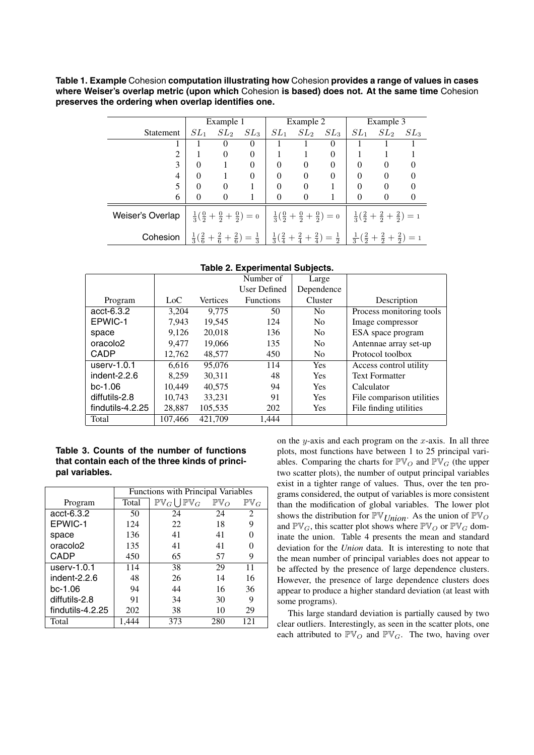**Table 1. Example** Cohesion **computation illustrating how** Cohesion **provides a range of values in cases where Weiser's overlap metric (upon which** Cohesion **is based) does not. At the same time** Cohesion **preserves the ordering when overlap identifies one.**

| | Example 1 | | | Example 2 | | | Example 3 | | |
|---|---|---|---|---|---|---|---|---|---|
| Statement | $SL_1$ | $SL_2$ | $SL_3$ | $SL_1$ | $SL_2$ | $SL_3$ | $SL_1$ | $SL_2$ | $SL_3$ |
| 1 | 1 | 0 | 0 | 1 | 1 | 0 | 1 | 1 | 1 |
| 2 | 1 | 0 | 0 | 1 | 1 | 0 | 1 | 1 | 1 |
| 3 | 0 | 1 | 0 | 0 | 0 | 0 | 0 | 0 | 0 |
| 4 | 0 | 1 | 0 | 0 | 0 | 0 | 0 | 0 | 0 |
| 5 | 0 | 0 | 1 | 0 | 0 | 1 | 0 | 0 | 0 |
| 6 | 0 | 0 | 1 | 0 | 0 | 1 | 0 | 0 | 0 |
| Weiser's Overlap | $\frac{1}{3}(\frac{0}{2}+\frac{0}{2}+\frac{0}{2})=0$ | | | $\frac{1}{3}(\frac{0}{2}+\frac{0}{2}+\frac{0}{2})=0$ | | | $\frac{1}{3}(\frac{2}{2}+\frac{2}{2}+\frac{2}{2})=1$ | | |
| Cohesion | $\frac{1}{3}(\frac{2}{6}+\frac{2}{6}+\frac{2}{6})=\frac{1}{3}$ | | | $\frac{1}{3}(\frac{2}{4}+\frac{2}{4}+\frac{2}{4})=\frac{1}{2}$ | | | $\frac{1}{3}(\frac{2}{2}+\frac{2}{2}+\frac{2}{2})=1$ | | |

**Table 2. Experimental Subjects.**

| Program | LoC | Vertices | Number of User Defined Functions | Large Dependence Cluster | Description |
|---|---|---|---|---|---|
| acct-6.3.2 | 3,204 | 9,775 | 50 | No | Process monitoring tools |
| EPWIC-1 | 7,943 | 19,545 | 124 | No | Image compressor |
| space | 9,126 | 20,018 | 136 | No | ESA space program |
| oracolo2 | 9,477 | 19,066 | 135 | No | Antennae array set-up |
| CADP | 12,762 | 48,577 | 450 | No | Protocol toolbox |
| userv-1.0.1 | 6,616 | 95,076 | 114 | Yes | Access control utility |
| indent-2.2.6 | 8,259 | 30,311 | 48 | Yes | Text Formatter |
| bc-1.06 | 10,449 | 40,575 | 94 | Yes | Calculator |
| diffutils-2.8 | 10,743 | 33,231 | 91 | Yes | File comparison utilities |
| findutils-4.2.25 | 28,887 | 105,535 | 202 | Yes | File finding utilities |
| Total | 107,466 | 421,709 | 1,444 | | |

**Table 3. Counts of the number of functions that contain each of the three kinds of principal variables.**

| | Functions with Principal Variables | | | |
|---|---|---|---|---|
| Program | Total | $\mathbb{PV}_G \bigcup \mathbb{PV}_G$ | $\mathbb{PV}_O$ | $\mathbb{PV}_G$ |
| acct-6.3.2 | 50 | 24 | 24 | 2 |
| EPWIC-1 | 124 | 22 | 18 | 9 |
| space | 136 | 41 | 41 | 0 |
| oracolo2 | 135 | 41 | 41 | 0 |
| CADP | 450 | 65 | 57 | 9 |
| userv-1.0.1 | 114 | 38 | 29 | 11 |
| indent-2.2.6 | 48 | 26 | 14 | 16 |
| bc-1.06 | 94 | 44 | 16 | 36 |
| diffutils-2.8 | 91 | 34 | 30 | 9 |
| findutils-4.2.25 | 202 | 38 | 10 | 29 |
| Total | 1,444 | 373 | 280 | 121 |

on the $y$-axis and each program on the $x$-axis. In all three plots, most functions have between 1 to 25 principal variables. Comparing the charts for $\mathbb{PV}_O$ and $\mathbb{PV}_G$ (the upper two scatter plots), the number of output principal variables exist in a tighter range of values. Thus, over the ten programs considered, the output of variables is more consistent than the modification of global variables. The lower plot shows the distribution for $\mathbb{PV}_{Union}$. As the union of $\mathbb{PV}_O$ and $\mathbb{PV}_G$, this scatter plot shows where $\mathbb{PV}_O$ or $\mathbb{PV}_G$ dominate the union. Table 4 presents the mean and standard deviation for the *Union* data. It is interesting to note that the mean number of principal variables does not appear to be affected by the presence of large dependence clusters. However, the presence of large dependence clusters does appear to produce a higher standard deviation (at least with some programs).

This large standard deviation is partially caused by two clear outliers. Interestingly, as seen in the scatter plots, one each attributed to $\mathbb{PV}_O$ and $\mathbb{PV}_G$. The two, having over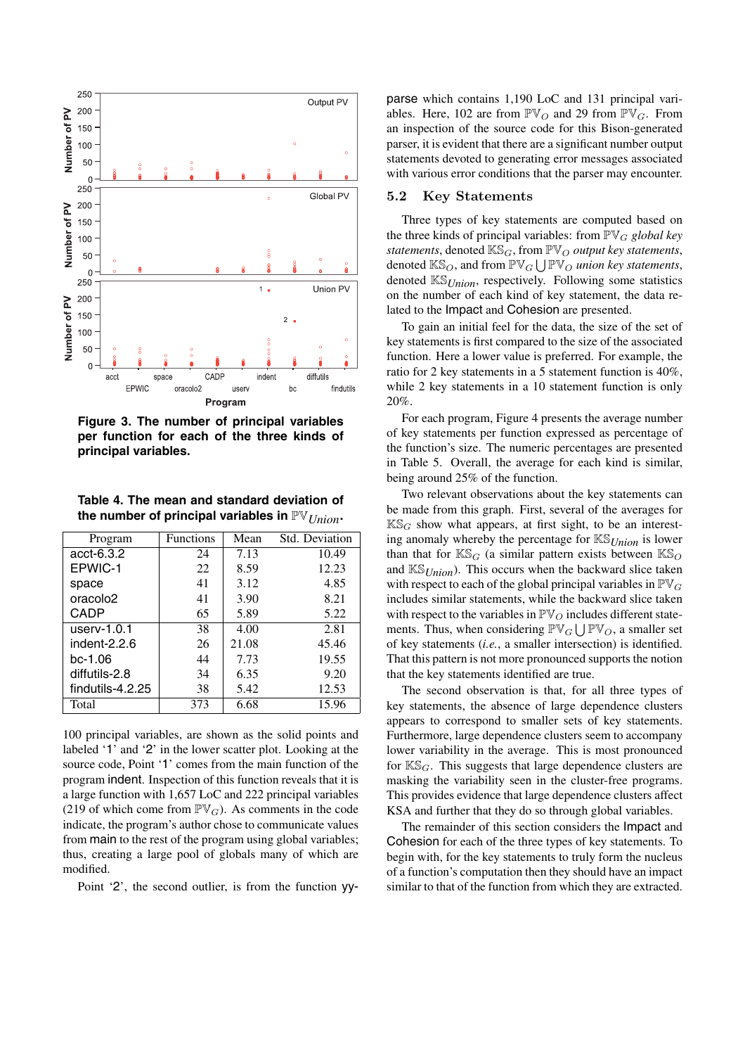**Figure 3. The number of principal variables per function for each of the three kinds of principal variables.**

**Table 4. The mean and standard deviation of the number of principal variables in $\mathbb{PV}_{Union}$.**

| Program | Functions | Mean | Std. Deviation |
|---|---|---|---|
| acct-6.3.2 | 24 | 7.13 | 10.49 |
| EPWIC-1 | 22 | 8.59 | 12.23 |
| space | 41 | 3.12 | 4.85 |
| oracolo2 | 41 | 3.90 | 8.21 |
| CADP | 65 | 5.89 | 5.22 |
| userv-1.0.1 | 38 | 4.00 | 2.81 |
| indent-2.2.6 | 26 | 21.08 | 45.46 |
| bc-1.06 | 44 | 7.73 | 19.55 |
| diffutils-2.8 | 34 | 6.35 | 9.20 |
| findutils-4.2.25 | 38 | 5.42 | 12.53 |
| Total | 373 | 6.68 | 15.96 |

100 principal variables, are shown as the solid points and labeled '1' and '2' in the lower scatter plot. Looking at the source code, Point '1' comes from the main function of the program indent. Inspection of this function reveals that it is a large function with 1,657 LoC and 222 principal variables (219 of which come from $\mathbb{PV}_G$). As comments in the code indicate, the program's author chose to communicate values from main to the rest of the program using global variables; thus, creating a large pool of globals many of which are modified.

Point '2', the second outlier, is from the function yyparse which contains 1,190 LoC and 131 principal variables. Here, 102 are from $\mathbb{PV}_O$ and 29 from $\mathbb{PV}_G$. From an inspection of the source code for this Bison-generated parser, it is evident that there are a significant number output statements devoted to generating error messages associated with various error conditions that the parser may encounter.

## 5.2 Key Statements

Three types of key statements are computed based on the three kinds of principal variables: from $\mathbb{PV}_G$ *global key statements*, denoted $\mathbb{KS}_G$, from $\mathbb{PV}_O$ *output key statements*, denoted $\mathbb{KS}_O$, and from $\mathbb{PV}_G \bigcup \mathbb{PV}_O$ *union key statements*, denoted $\mathbb{KS}_{Union}$, respectively. Following some statistics on the number of each kind of key statement, the data related to the Impact and Cohesion are presented.

To gain an initial feel for the data, the size of the set of key statements is first compared to the size of the associated function. Here a lower value is preferred. For example, the ratio for 2 key statements in a 5 statement function is 40%, while 2 key statements in a 10 statement function is only 20%.

For each program, Figure 4 presents the average number of key statements per function expressed as percentage of the function's size. The numeric percentages are presented in Table 5. Overall, the average for each kind is similar, being around 25% of the function.

Two relevant observations about the key statements can be made from this graph. First, several of the averages for $\mathbb{KS}_G$ show what appears, at first sight, to be an interesting anomaly whereby the percentage for $\mathbb{KS}_{Union}$ is lower than that for $\mathbb{KS}_G$ (a similar pattern exists between $\mathbb{KS}_O$ and $\mathbb{KS}_{Union}$). This occurs when the backward slice taken with respect to each of the global principal variables in $\mathbb{PV}_G$ includes similar statements, while the backward slice taken with respect to the variables in $\mathbb{PV}_O$ includes different statements. Thus, when considering $\mathbb{PV}_G \bigcup \mathbb{PV}_O$, a smaller set of key statements (*i.e.*, a smaller intersection) is identified. That this pattern is not more pronounced supports the notion that the key statements identified are true.

The second observation is that, for all three types of key statements, the absence of large dependence clusters appears to correspond to smaller sets of key statements. Furthermore, large dependence clusters seem to accompany lower variability in the average. This is most pronounced for $\mathbb{KS}_G$. This suggests that large dependence clusters are masking the variability seen in the cluster-free programs. This provides evidence that large dependence clusters affect KSA and further that they do so through global variables.

The remainder of this section considers the Impact and Cohesion for each of the three types of key statements. To begin with, for the key statements to truly form the nucleus of a function's computation then they should have an impact similar to that of the function from which they are extracted.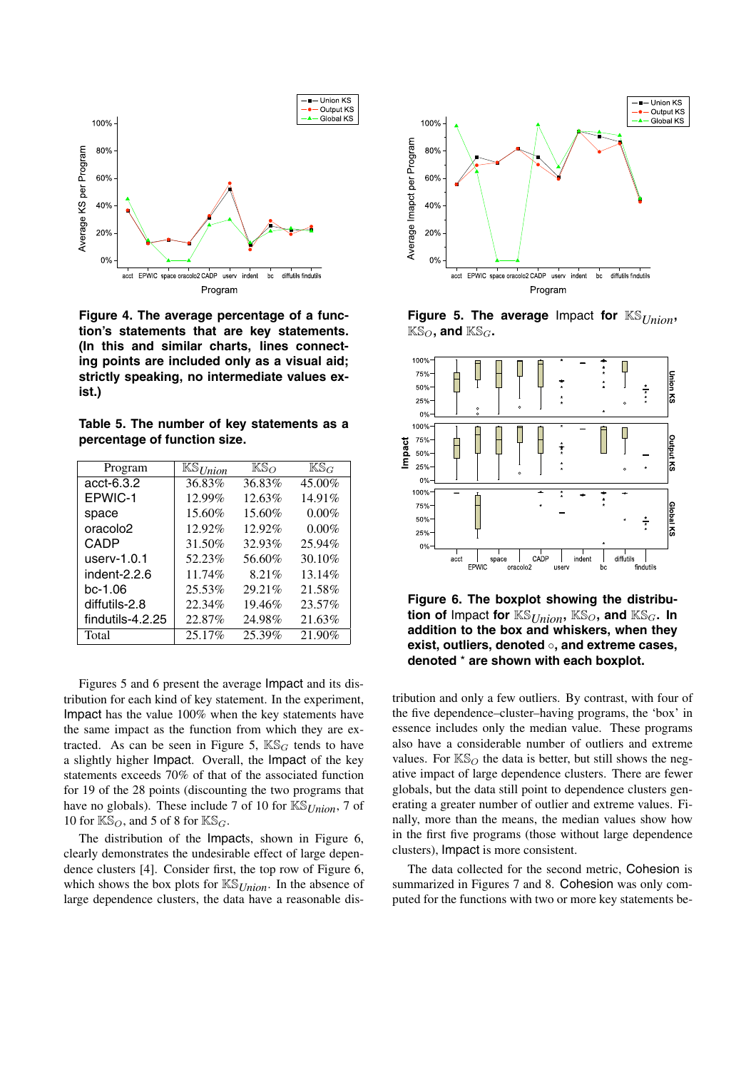**Figure 4. The average percentage of a function's statements that are key statements. (In this and similar charts, lines connecting points are included only as a visual aid; strictly speaking, no intermediate values exist.)**

**Table 5. The number of key statements as a percentage of function size.**

| Program | $\mathbb{KS}_{Union}$ | $\mathbb{KS}_O$ | $\mathbb{KS}_G$ |
|---|---|---|---|
| acct-6.3.2 | 36.83% | 36.83% | 45.00% |
| EPWIC-1 | 12.99% | 12.63% | 14.91% |
| space | 15.60% | 15.60% | 0.00% |
| oracolo2 | 12.92% | 12.92% | 0.00% |
| CADP | 31.50% | 32.93% | 25.94% |
| userv-1.0.1 | 52.23% | 56.60% | 30.10% |
| indent-2.2.6 | 11.74% | 8.21% | 13.14% |
| bc-1.06 | 25.53% | 29.21% | 21.58% |
| diffutils-2.8 | 22.34% | 19.46% | 23.57% |
| findutils-4.2.25 | 22.87% | 24.98% | 21.63% |
| Total | 25.17% | 25.39% | 21.90% |

Figures 5 and 6 present the average Impact and its distribution for each kind of key statement. In the experiment, Impact has the value 100% when the key statements have the same impact as the function from which they are extracted. As can be seen in Figure 5, $\mathbb{KS}_G$ tends to have a slightly higher Impact. Overall, the Impact of the key statements exceeds 70% of that of the associated function for 19 of the 28 points (discounting the two programs that have no globals). These include 7 of 10 for $\mathbb{KS}_{Union}$, 7 of 10 for $\mathbb{KS}_O$, and 5 of 8 for $\mathbb{KS}_G$.

The distribution of the Impacts, shown in Figure 6, clearly demonstrates the undesirable effect of large dependence clusters [4]. Consider first, the top row of Figure 6, which shows the box plots for $\mathbb{KS}_{Union}$. In the absence of large dependence clusters, the data have a reasonable distribution and only a few outliers. By contrast, with four of the five dependence–cluster–having programs, the 'box' in essence includes only the median value. These programs also have a considerable number of outliers and extreme values. For $\mathbb{KS}_O$ the data is better, but still shows the negative impact of large dependence clusters. There are fewer globals, but the data still point to dependence clusters generating a greater number of outlier and extreme values. Finally, more than the means, the median values show how in the first five programs (those without large dependence clusters), Impact is more consistent.

**Figure 5. The average Impact for $\mathbb{KS}_{Union}$, $\mathbb{KS}_O$, and $\mathbb{KS}_G$.**

**Figure 6. The boxplot showing the distribution of Impact for $\mathbb{KS}_{Union}$, $\mathbb{KS}_O$, and $\mathbb{KS}_G$. In addition to the box and whiskers, when they exist, outliers, denoted ◦, and extreme cases, denoted * are shown with each boxplot.**

The data collected for the second metric, Cohesion is summarized in Figures 7 and 8. Cohesion was only computed for the functions with two or more key statements be-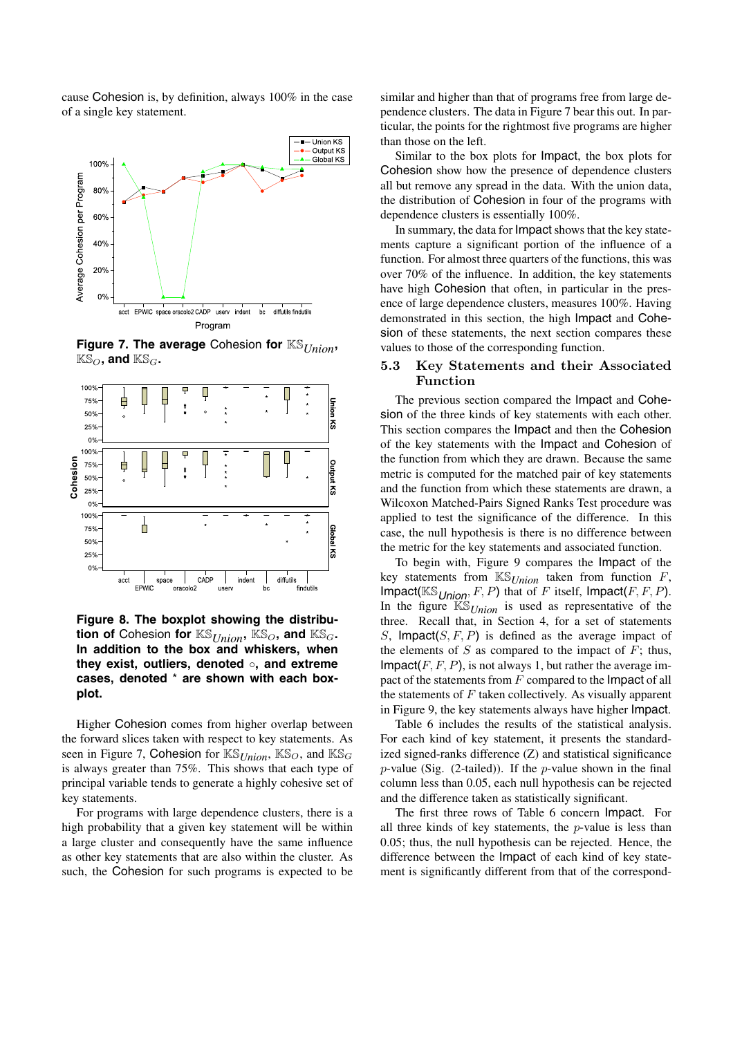cause Cohesion is, by definition, always 100% in the case of a single key statement.

**Figure 7. The average Cohesion for $\mathbb{KS}_{Union}$, $\mathbb{KS}_O$, and $\mathbb{KS}_G$.**

**Figure 8. The boxplot showing the distribution of Cohesion for $\mathbb{KS}_{Union}$, $\mathbb{KS}_O$, and $\mathbb{KS}_G$. In addition to the box and whiskers, when they exist, outliers, denoted ∘, and extreme cases, denoted * are shown with each boxplot.**

Higher Cohesion comes from higher overlap between the forward slices taken with respect to key statements. As seen in Figure 7, Cohesion for $\mathbb{KS}_{Union}$, $\mathbb{KS}_O$, and $\mathbb{KS}_G$ is always greater than 75%. This shows that each type of principal variable tends to generate a highly cohesive set of key statements.

For programs with large dependence clusters, there is a high probability that a given key statement will be within a large cluster and consequently have the same influence as other key statements that are also within the cluster. As such, the Cohesion for such programs is expected to be similar and higher than that of programs free from large dependence clusters. The data in Figure 7 bear this out. In particular, the points for the rightmost five programs are higher than those on the left.

Similar to the box plots for Impact, the box plots for Cohesion show how the presence of dependence clusters all but remove any spread in the data. With the union data, the distribution of Cohesion in four of the programs with dependence clusters is essentially 100%.

In summary, the data for Impact shows that the key statements capture a significant portion of the influence of a function. For almost three quarters of the functions, this was over 70% of the influence. In addition, the key statements have high Cohesion that often, in particular in the presence of large dependence clusters, measures 100%. Having demonstrated in this section, the high Impact and Cohesion of these statements, the next section compares these values to those of the corresponding function.

## 5.3 Key Statements and their Associated Function

The previous section compared the Impact and Cohesion of the three kinds of key statements with each other. This section compares the Impact and then the Cohesion of the key statements with the Impact and Cohesion of the function from which they are drawn. Because the same metric is computed for the matched pair of key statements and the function from which these statements are drawn, a Wilcoxon Matched-Pairs Signed Ranks Test procedure was applied to test the significance of the difference. In this case, the null hypothesis is there is no difference between the metric for the key statements and associated function.

To begin with, Figure 9 compares the Impact of the key statements from $\mathbb{KS}_{Union}$ taken from function $F$, Impact($\mathbb{KS}_{Union}, F, P$) that of $F$ itself, Impact($F, F, P$). In the figure $\mathbb{KS}_{Union}$ is used as representative of the three. Recall that, in Section 4, for a set of statements $S$, Impact($S, F, P$) is defined as the average impact of the elements of $S$ as compared to the impact of $F$; thus, Impact($F, F, P$), is not always 1, but rather the average impact of the statements from $F$ compared to the Impact of all the statements of $F$ taken collectively. As visually apparent in Figure 9, the key statements always have higher Impact.

Table 6 includes the results of the statistical analysis. For each kind of key statement, it presents the standardized signed-ranks difference (Z) and statistical significance $p$-value (Sig. (2-tailed)). If the $p$-value shown in the final column less than 0.05, each null hypothesis can be rejected and the difference taken as statistically significant.

The first three rows of Table 6 concern Impact. For all three kinds of key statements, the $p$-value is less than 0.05; thus, the null hypothesis can be rejected. Hence, the difference between the Impact of each kind of key statement is significantly different from that of the correspond-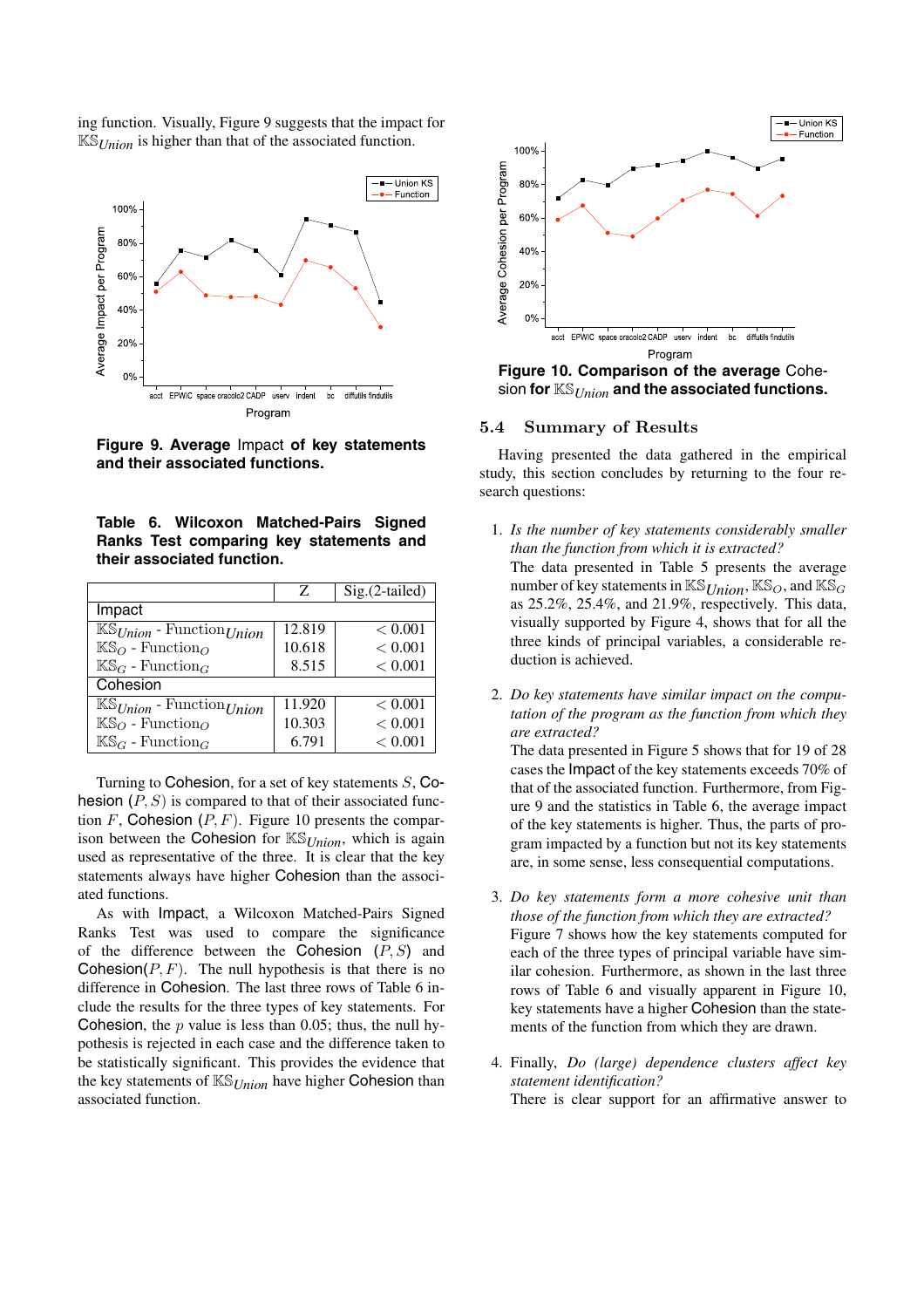ing function. Visually, Figure 9 suggests that the impact for $\mathbb{KS}_{Union}$ is higher than that of the associated function.

**Figure 9. Average** Impact **of key statements and their associated functions.**

**Table 6. Wilcoxon Matched-Pairs Signed Ranks Test comparing key statements and their associated function.**

| | Z | Sig.(2-tailed) |
|---|---|---|
| Impact | | |
| $\mathbb{KS}_{Union}$ - Function$_{Union}$ | 12.819 | $< 0.001$ |
| $\mathbb{KS}_{O}$ - Function$_{O}$ | 10.618 | $< 0.001$ |
| $\mathbb{KS}_{G}$ - Function$_{G}$ | 8.515 | $< 0.001$ |
| Cohesion | | |
| $\mathbb{KS}_{Union}$ - Function$_{Union}$ | 11.920 | $< 0.001$ |
| $\mathbb{KS}_{O}$ - Function$_{O}$ | 10.303 | $< 0.001$ |
| $\mathbb{KS}_{G}$ - Function$_{G}$ | 6.791 | $< 0.001$ |

Turning to Cohesion, for a set of key statements $S$, Cohesion $(P, S)$ is compared to that of their associated function $F$, Cohesion $(P, F)$. Figure 10 presents the comparison between the Cohesion for $\mathbb{KS}_{Union}$, which is again used as representative of the three. It is clear that the key statements always have higher Cohesion than the associated functions.

As with Impact, a Wilcoxon Matched-Pairs Signed Ranks Test was used to compare the significance of the difference between the Cohesion $(P, S)$ and Cohesion$(P, F)$. The null hypothesis is that there is no difference in Cohesion. The last three rows of Table 6 include the results for the three types of key statements. For Cohesion, the $p$ value is less than 0.05; thus, the null hypothesis is rejected in each case and the difference taken to be statistically significant. This provides the evidence that the key statements of $\mathbb{KS}_{Union}$ have higher Cohesion than associated function.

**Figure 10. Comparison of the average** Cohesion **for $\mathbb{KS}_{Union}$ and the associated functions.**

### 5.4 Summary of Results

Having presented the data gathered in the empirical study, this section concludes by returning to the four research questions:

1. *Is the number of key statements considerably smaller than the function from which it is extracted?*
   The data presented in Table 5 presents the average number of key statements in $\mathbb{KS}_{Union}$, $\mathbb{KS}_{O}$, and $\mathbb{KS}_{G}$ as 25.2%, 25.4%, and 21.9%, respectively. This data, visually supported by Figure 4, shows that for all the three kinds of principal variables, a considerable reduction is achieved.

2. *Do key statements have similar impact on the computation of the program as the function from which they are extracted?*
   The data presented in Figure 5 shows that for 19 of 28 cases the Impact of the key statements exceeds 70% of that of the associated function. Furthermore, from Figure 9 and the statistics in Table 6, the average impact of the key statements is higher. Thus, the parts of program impacted by a function but not its key statements are, in some sense, less consequential computations.

3. *Do key statements form a more cohesive unit than those of the function from which they are extracted?*
   Figure 7 shows how the key statements computed for each of the three types of principal variable have similar cohesion. Furthermore, as shown in the last three rows of Table 6 and visually apparent in Figure 10, key statements have a higher Cohesion than the statements of the function from which they are drawn.

4. Finally, *Do (large) dependence clusters affect key statement identification?*
   There is clear support for an affirmative answer to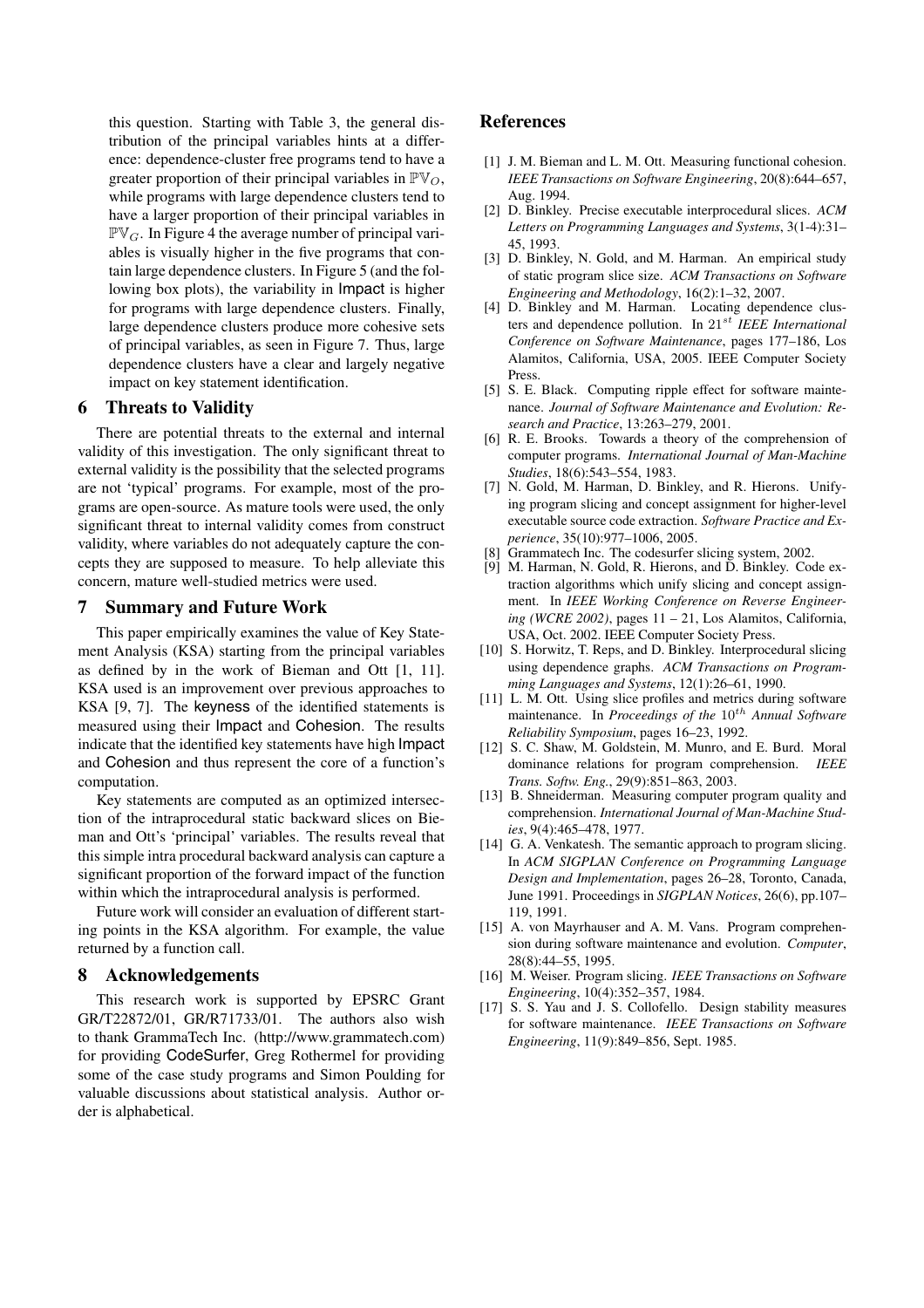this question. Starting with Table 3, the general distribution of the principal variables hints at a difference: dependence-cluster free programs tend to have a greater proportion of their principal variables in $\mathbb{PV}_O$, while programs with large dependence clusters tend to have a larger proportion of their principal variables in $\mathbb{PV}_G$. In Figure 4 the average number of principal variables is visually higher in the five programs that contain large dependence clusters. In Figure 5 (and the following box plots), the variability in Impact is higher for programs with large dependence clusters. Finally, large dependence clusters produce more cohesive sets of principal variables, as seen in Figure 7. Thus, large dependence clusters have a clear and largely negative impact on key statement identification.

## 6 Threats to Validity

There are potential threats to the external and internal validity of this investigation. The only significant threat to external validity is the possibility that the selected programs are not 'typical' programs. For example, most of the programs are open-source. As mature tools were used, the only significant threat to internal validity comes from construct validity, where variables do not adequately capture the concepts they are supposed to measure. To help alleviate this concern, mature well-studied metrics were used.

## 7 Summary and Future Work

This paper empirically examines the value of Key Statement Analysis (KSA) starting from the principal variables as defined by in the work of Bieman and Ott [1, 11]. KSA used is an improvement over previous approaches to KSA [9, 7]. The keyness of the identified statements is measured using their Impact and Cohesion. The results indicate that the identified key statements have high Impact and Cohesion and thus represent the core of a function's computation.

Key statements are computed as an optimized intersection of the intraprocedural static backward slices on Bieman and Ott's 'principal' variables. The results reveal that this simple intra procedural backward analysis can capture a significant proportion of the forward impact of the function within which the intraprocedural analysis is performed.

Future work will consider an evaluation of different starting points in the KSA algorithm. For example, the value returned by a function call.

## 8 Acknowledgements

This research work is supported by EPSRC Grant GR/T22872/01, GR/R71733/01. The authors also wish to thank GrammaTech Inc. (http://www.grammatech.com) for providing CodeSurfer, Greg Rothermel for providing some of the case study programs and Simon Poulding for valuable discussions about statistical analysis. Author order is alphabetical.

## References

[1] J. M. Bieman and L. M. Ott. Measuring functional cohesion. *IEEE Transactions on Software Engineering*, 20(8):644–657, Aug. 1994.

[2] D. Binkley. Precise executable interprocedural slices. *ACM Letters on Programming Languages and Systems*, 3(1-4):31–45, 1993.

[3] D. Binkley, N. Gold, and M. Harman. An empirical study of static program slice size. *ACM Transactions on Software Engineering and Methodology*, 16(2):1–32, 2007.

[4] D. Binkley and M. Harman. Locating dependence clusters and dependence pollution. In $21^{st}$ *IEEE International Conference on Software Maintenance*, pages 177–186, Los Alamitos, California, USA, 2005. IEEE Computer Society Press.

[5] S. E. Black. Computing ripple effect for software maintenance. *Journal of Software Maintenance and Evolution: Research and Practice*, 13:263–279, 2001.

[6] R. E. Brooks. Towards a theory of the comprehension of computer programs. *International Journal of Man-Machine Studies*, 18(6):543–554, 1983.

[7] N. Gold, M. Harman, D. Binkley, and R. Hierons. Unifying program slicing and concept assignment for higher-level executable source code extraction. *Software Practice and Experience*, 35(10):977–1006, 2005.

[8] Grammatech Inc. The codesurfer slicing system, 2002.

[9] M. Harman, N. Gold, R. Hierons, and D. Binkley. Code extraction algorithms which unify slicing and concept assignment. In *IEEE Working Conference on Reverse Engineering (WCRE 2002)*, pages 11 – 21, Los Alamitos, California, USA, Oct. 2002. IEEE Computer Society Press.

[10] S. Horwitz, T. Reps, and D. Binkley. Interprocedural slicing using dependence graphs. *ACM Transactions on Programming Languages and Systems*, 12(1):26–61, 1990.

[11] L. M. Ott. Using slice profiles and metrics during software maintenance. In *Proceedings of the* $10^{th}$ *Annual Software Reliability Symposium*, pages 16–23, 1992.

[12] S. C. Shaw, M. Goldstein, M. Munro, and E. Burd. Moral dominance relations for program comprehension. *IEEE Trans. Softw. Eng.*, 29(9):851–863, 2003.

[13] B. Shneiderman. Measuring computer program quality and comprehension. *International Journal of Man-Machine Studies*, 9(4):465–478, 1977.

[14] G. A. Venkatesh. The semantic approach to program slicing. In *ACM SIGPLAN Conference on Programming Language Design and Implementation*, pages 26–28, Toronto, Canada, June 1991. Proceedings in *SIGPLAN Notices*, 26(6), pp.107–119, 1991.

[15] A. von Mayrhauser and A. M. Vans. Program comprehension during software maintenance and evolution. *Computer*, 28(8):44–55, 1995.

[16] M. Weiser. Program slicing. *IEEE Transactions on Software Engineering*, 10(4):352–357, 1984.

[17] S. S. Yau and J. S. Collofello. Design stability measures for software maintenance. *IEEE Transactions on Software Engineering*, 11(9):849–856, Sept. 1985.